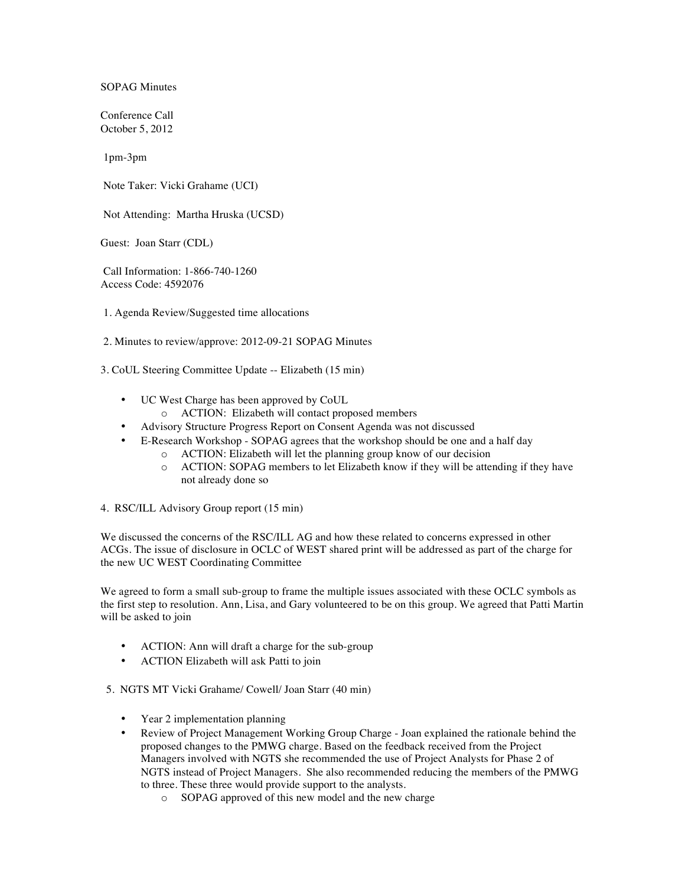SOPAG Minutes

Conference Call
October 5, 2012

1pm-3pm

Note Taker: Vicki Grahame (UCI)

Not Attending: Martha Hruska (UCSD)

Guest: Joan Starr (CDL)

Call Information: 1-866-740-1260
Access Code: 4592076

1. Agenda Review/Suggested time allocations

2. Minutes to review/approve: 2012-09-21 SOPAG Minutes

3. CoUL Steering Committee Update -- Elizabeth (15 min)

- UC West Charge has been approved by CoUL
  - ACTION: Elizabeth will contact proposed members
- Advisory Structure Progress Report on Consent Agenda was not discussed
- E-Research Workshop - SOPAG agrees that the workshop should be one and a half day
  - ACTION: Elizabeth will let the planning group know of our decision
  - ACTION: SOPAG members to let Elizabeth know if they will be attending if they have not already done so

4. RSC/ILL Advisory Group report (15 min)

We discussed the concerns of the RSC/ILL AG and how these related to concerns expressed in other ACGs. The issue of disclosure in OCLC of WEST shared print will be addressed as part of the charge for the new UC WEST Coordinating Committee

We agreed to form a small sub-group to frame the multiple issues associated with these OCLC symbols as the first step to resolution. Ann, Lisa, and Gary volunteered to be on this group. We agreed that Patti Martin will be asked to join

- ACTION: Ann will draft a charge for the sub-group
- ACTION Elizabeth will ask Patti to join

5. NGTS MT Vicki Grahame/ Cowell/ Joan Starr (40 min)

- Year 2 implementation planning
- Review of Project Management Working Group Charge - Joan explained the rationale behind the proposed changes to the PMWG charge. Based on the feedback received from the Project Managers involved with NGTS she recommended the use of Project Analysts for Phase 2 of NGTS instead of Project Managers. She also recommended reducing the members of the PMWG to three. These three would provide support to the analysts.
  - SOPAG approved of this new model and the new charge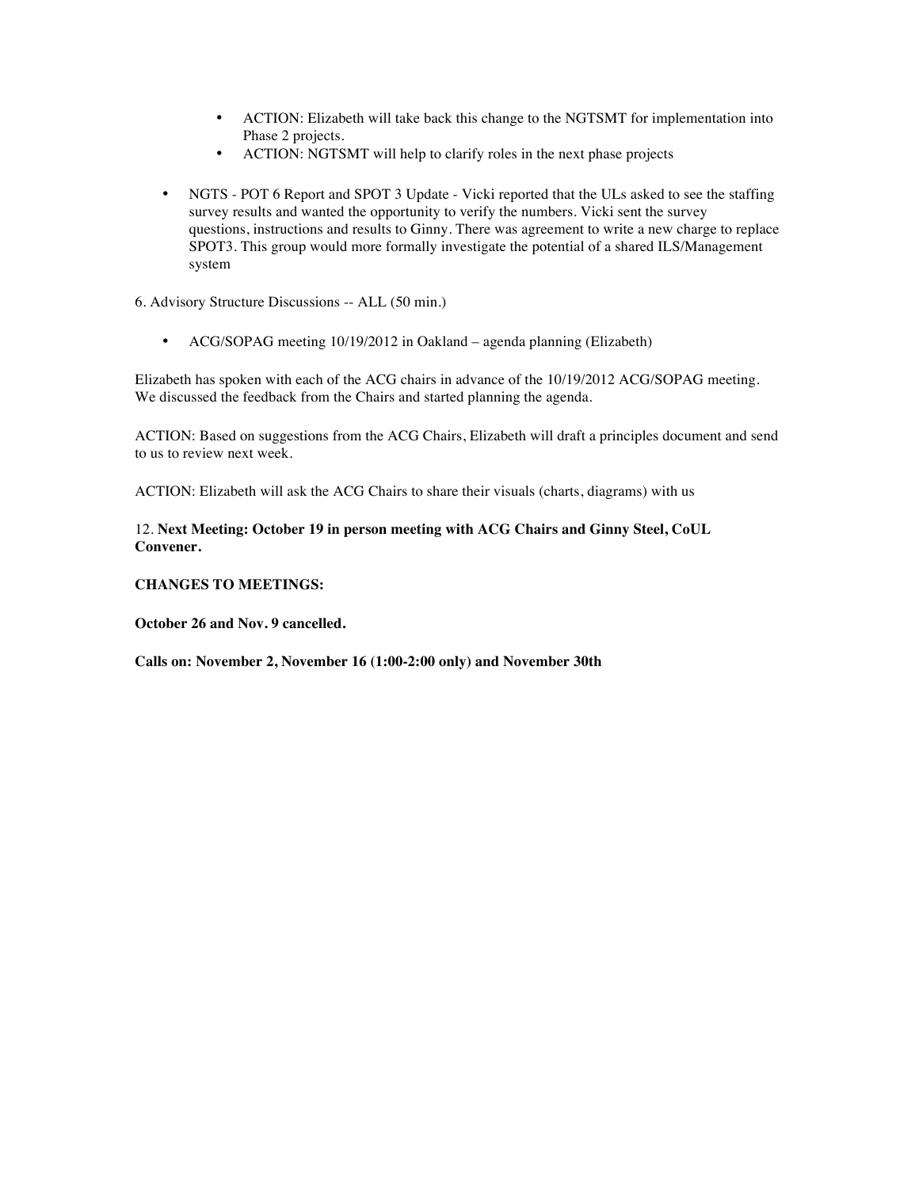- ACTION: Elizabeth will take back this change to the NGTSMT for implementation into Phase 2 projects.
  - ACTION: NGTSMT will help to clarify roles in the next phase projects

- NGTS - POT 6 Report and SPOT 3 Update - Vicki reported that the ULs asked to see the staffing survey results and wanted the opportunity to verify the numbers. Vicki sent the survey questions, instructions and results to Ginny. There was agreement to write a new charge to replace SPOT3. This group would more formally investigate the potential of a shared ILS/Management system

6. Advisory Structure Discussions -- ALL (50 min.)

- ACG/SOPAG meeting 10/19/2012 in Oakland – agenda planning (Elizabeth)

Elizabeth has spoken with each of the ACG chairs in advance of the 10/19/2012 ACG/SOPAG meeting. We discussed the feedback from the Chairs and started planning the agenda.

ACTION: Based on suggestions from the ACG Chairs, Elizabeth will draft a principles document and send to us to review next week.

ACTION: Elizabeth will ask the ACG Chairs to share their visuals (charts, diagrams) with us

12. **Next Meeting: October 19 in person meeting with ACG Chairs and Ginny Steel, CoUL Convener.**

**CHANGES TO MEETINGS:**

**October 26 and Nov. 9 cancelled.**

**Calls on: November 2, November 16 (1:00-2:00 only) and November 30th**